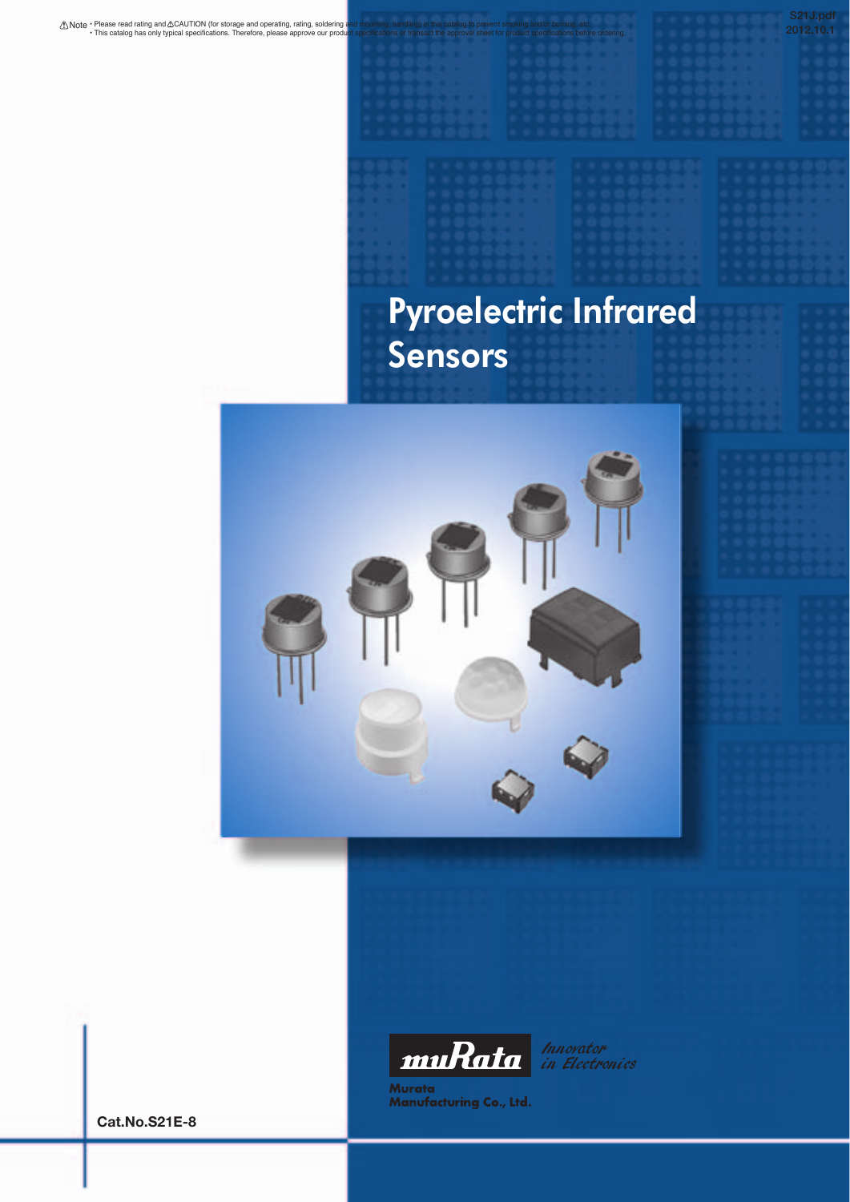⚠Note • Please read rating and ⚠CAUTION (for storage and operating, rating, soldering and mounting, handling) in this catalog to prevent smoking and/or burning, etc.
• This catalog has only typical specifications. Therefore, please approve our product specifications or transact the approval sheet for product specifications before ordering.

S21J.pdf
2012.10.1

# Pyroelectric Infrared Sensors

muRata *Innovator in Electronics*

Murata Manufacturing Co., Ltd.

**Cat.No.S21E-8**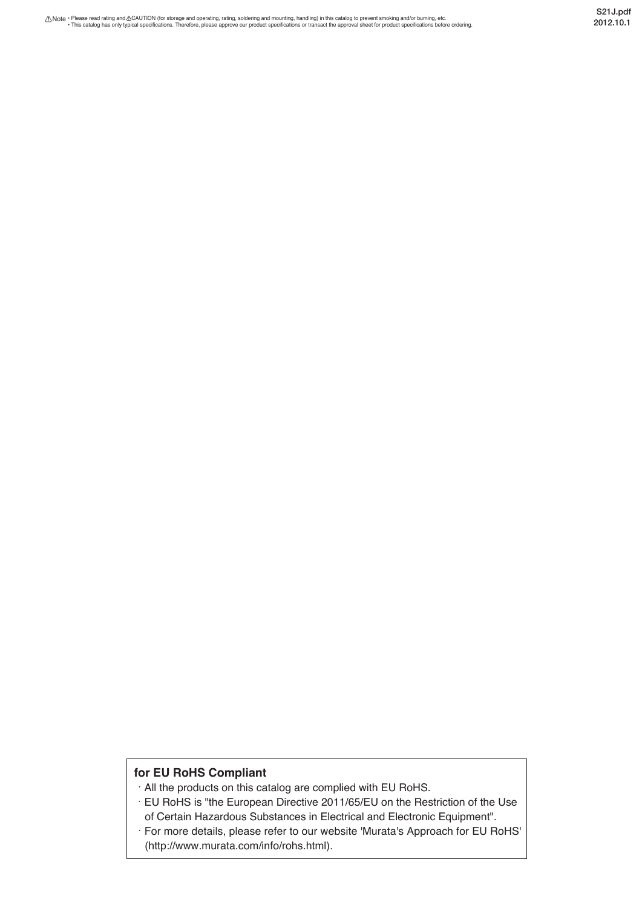**for EU RoHS Compliant**

- All the products on this catalog are complied with EU RoHS.
- EU RoHS is "the European Directive 2011/65/EU on the Restriction of the Use of Certain Hazardous Substances in Electrical and Electronic Equipment".
- For more details, please refer to our website 'Murata's Approach for EU RoHS' (http://www.murata.com/info/rohs.html).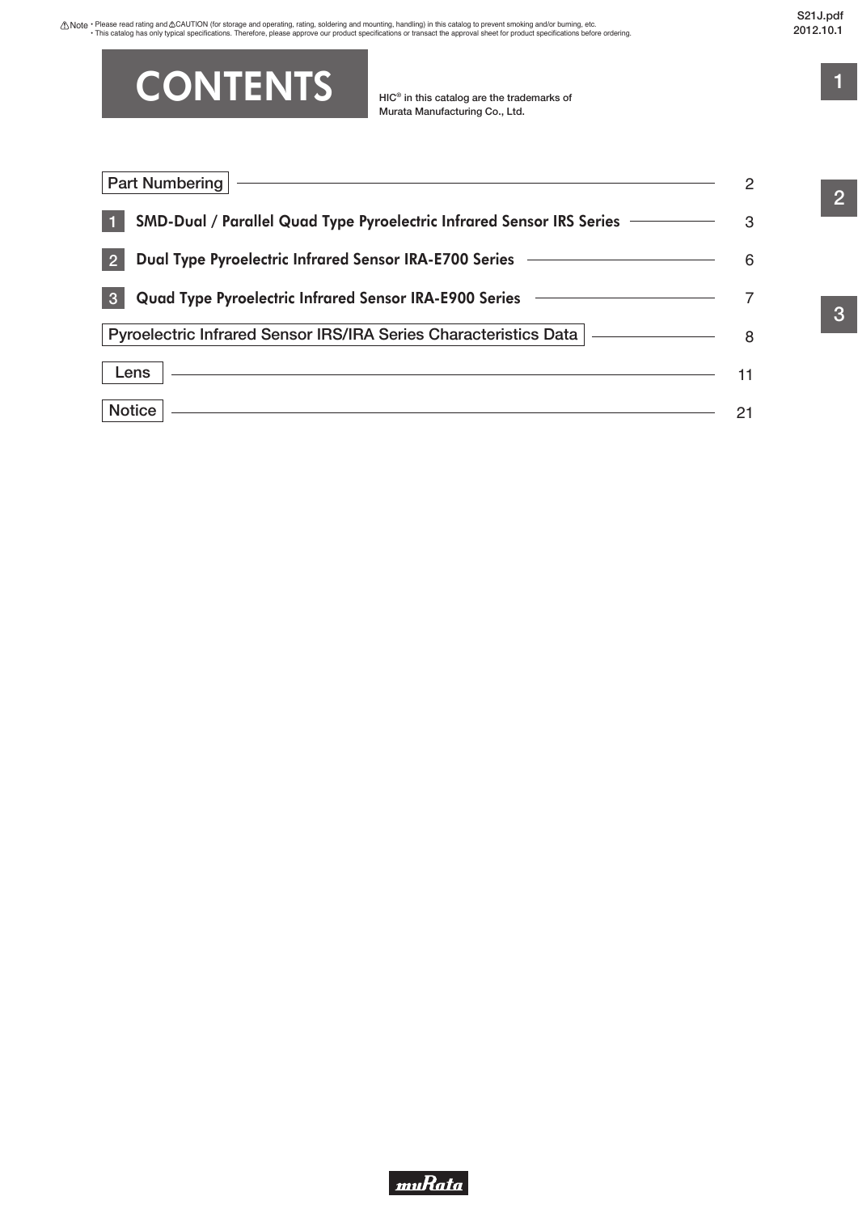# CONTENTS

HIC® in this catalog are the trademarks of Murata Manufacturing Co., Ltd.

| Section | Page |
|---|---|
| Part Numbering | 2 |
| 1 SMD-Dual / Parallel Quad Type Pyroelectric Infrared Sensor IRS Series | 3 |
| 2 Dual Type Pyroelectric Infrared Sensor IRA-E700 Series | 6 |
| 3 Quad Type Pyroelectric Infrared Sensor IRA-E900 Series | 7 |
| Pyroelectric Infrared Sensor IRS/IRA Series Characteristics Data | 8 |
| Lens | 11 |
| Notice | 21 |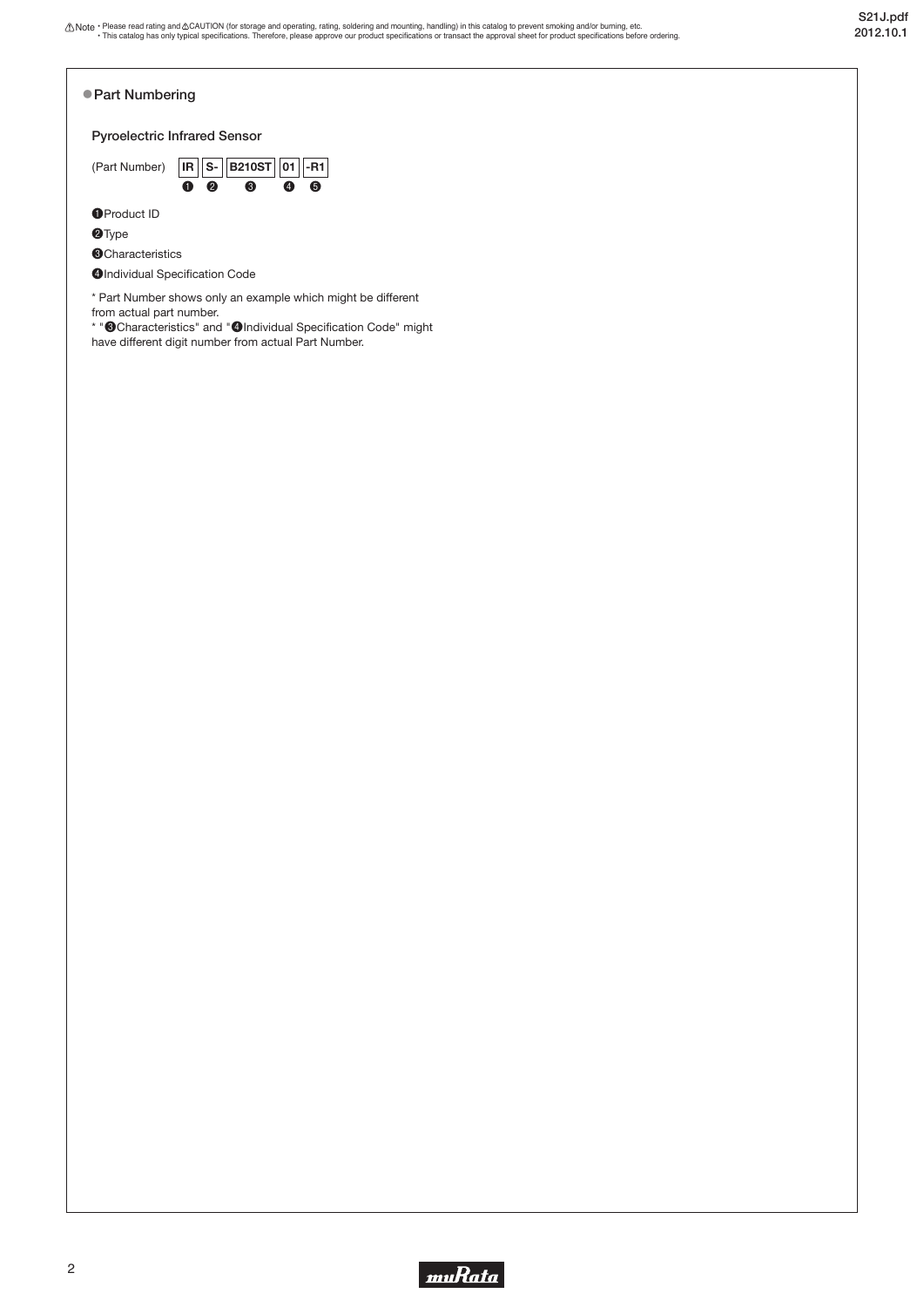## ● Part Numbering

### Pyroelectric Infrared Sensor

(Part Number) IR S- B210ST 01 -R1

| IR | S- | B210ST | 01 | -R1 |
|---|---|---|---|---|
| ❶ | ❷ | ❸ | ❹ | ❺ |

❶Product ID

❷Type

❸Characteristics

❹Individual Specification Code

\* Part Number shows only an example which might be different from actual part number.

\* "❸Characteristics" and "❹Individual Specification Code" might have different digit number from actual Part Number.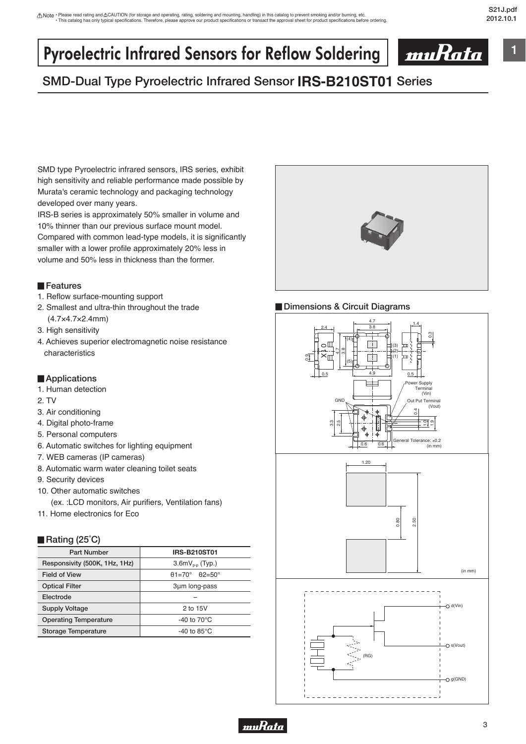⚠Note • Please read rating and ⚠CAUTION (for storage and operating, rating, soldering and mounting, handling) in this catalog to prevent smoking and/or burning, etc.
• This catalog has only typical specifications. Therefore, please approve our product specifications or transact the approval sheet for product specifications before ordering.

# Pyroelectric Infrared Sensors for Reflow Soldering

## SMD-Dual Type Pyroelectric Infrared Sensor **IRS-B210ST01** Series

SMD type Pyroelectric infrared sensors, IRS series, exhibit high sensitivity and reliable performance made possible by Murata's ceramic technology and packaging technology developed over many years.
IRS-B series is approximately 50% smaller in volume and 10% thinner than our previous surface mount model.
Compared with common lead-type models, it is significantly smaller with a lower profile approximately 20% less in volume and 50% less in thickness than the former.

### Features

1. Reflow surface-mounting support
2. Smallest and ultra-thin throughout the trade (4.7×4.7×2.4mm)
3. High sensitivity
4. Achieves superior electromagnetic noise resistance characteristics

### Applications

1. Human detection
2. TV
3. Air conditioning
4. Digital photo-frame
5. Personal computers
6. Automatic switches for lighting equipment
7. WEB cameras (IP cameras)
8. Automatic warm water cleaning toilet seats
9. Security devices
10. Other automatic switches
    (ex. :LCD monitors, Air purifiers, Ventilation fans)
11. Home electronics for Eco

### Rating (25°C)

| Part Number | IRS-B210ST01 |
|---|---|
| Responsivity (500K, 1Hz, 1Hz) | 3.6mV$_{p-p}$ (Typ.) |
| Field of View | θ1=70°　θ2=50° |
| Optical Filter | 3μm long-pass |
| Electrode | – |
| Supply Voltage | 2 to 15V |
| Operating Temperature | -40 to 70°C |
| Storage Temperature | -40 to 85°C |

### Dimensions & Circuit Diagrams

Power Supply Terminal (Vin)
GND
Out Put Terminal (Vout)
General Tolerance: ±0.2 (in mm)

(in mm)

d(Vin)
s(Vout)
(RG)
g(GND)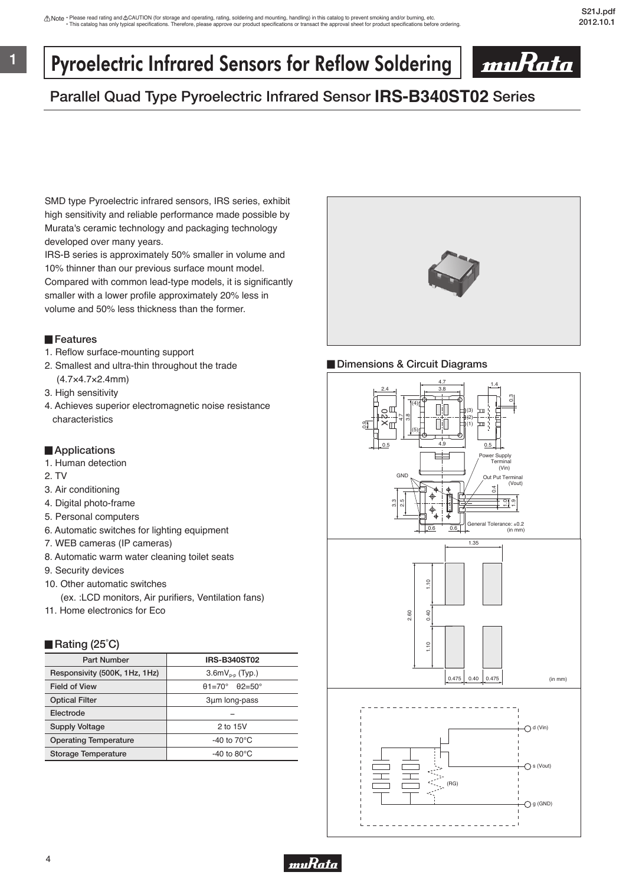⚠Note • Please read rating and ⚠CAUTION (for storage and operating, rating, soldering and mounting, handling) in this catalog to prevent smoking and/or burning, etc.
• This catalog has only typical specifications. Therefore, please approve our product specifications or transact the approval sheet for product specifications before ordering.

# Pyroelectric Infrared Sensors for Reflow Soldering

## Parallel Quad Type Pyroelectric Infrared Sensor **IRS-B340ST02** Series

SMD type Pyroelectric infrared sensors, IRS series, exhibit high sensitivity and reliable performance made possible by Murata's ceramic technology and packaging technology developed over many years.
IRS-B series is approximately 50% smaller in volume and 10% thinner than our previous surface mount model.
Compared with common lead-type models, it is significantly smaller with a lower profile approximately 20% less in volume and 50% less thickness than the former.

### Features

1. Reflow surface-mounting support
2. Smallest and ultra-thin throughout the trade (4.7×4.7×2.4mm)
3. High sensitivity
4. Achieves superior electromagnetic noise resistance characteristics

### Applications

1. Human detection
2. TV
3. Air conditioning
4. Digital photo-frame
5. Personal computers
6. Automatic switches for lighting equipment
7. WEB cameras (IP cameras)
8. Automatic warm water cleaning toilet seats
9. Security devices
10. Other automatic switches
    (ex. :LCD monitors, Air purifiers, Ventilation fans)
11. Home electronics for Eco

### Rating (25°C)

| Part Number | IRS-B340ST02 |
|---|---|
| Responsivity (500K, 1Hz, 1Hz) | $3.6mV_{P-P}$ (Typ.) |
| Field of View | θ1=70° θ2=50° |
| Optical Filter | 3μm long-pass |
| Electrode | – |
| Supply Voltage | 2 to 15V |
| Operating Temperature | -40 to 70°C |
| Storage Temperature | -40 to 80°C |

### Dimensions & Circuit Diagrams

Power Supply Terminal (Vin)
Out Put Terminal (Vout)
GND
General Tolerance: ±0.2 (in mm)

(in mm)

d (Vin)
s (Vout)
(RG)
g (GND)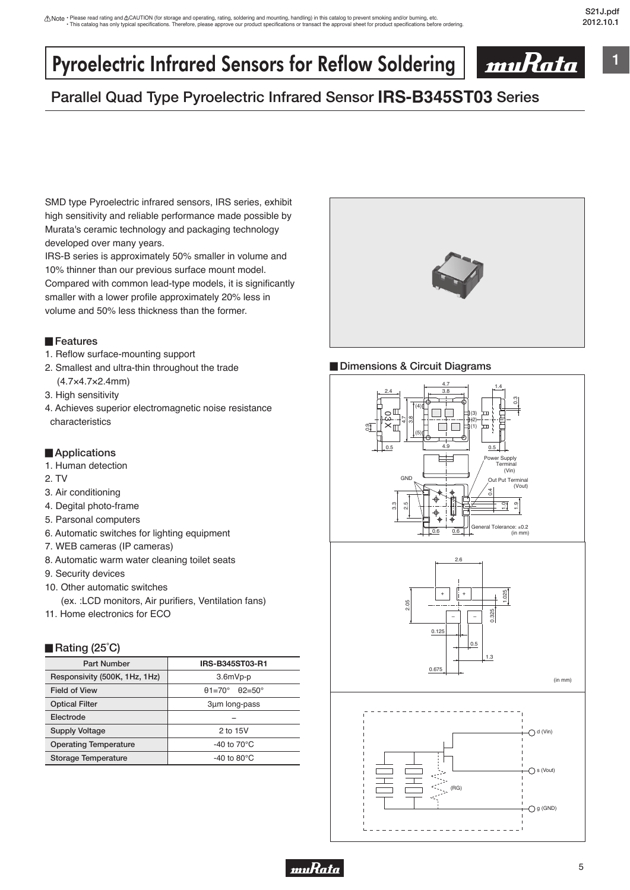# Pyroelectric Infrared Sensors for Reflow Soldering

## Parallel Quad Type Pyroelectric Infrared Sensor **IRS-B345ST03** Series

SMD type Pyroelectric infrared sensors, IRS series, exhibit high sensitivity and reliable performance made possible by Murata's ceramic technology and packaging technology developed over many years.
IRS-B series is approximately 50% smaller in volume and 10% thinner than our previous surface mount model.
Compared with common lead-type models, it is significantly smaller with a lower profile approximately 20% less in volume and 50% less thickness than the former.

### Features

1. Reflow surface-mounting support
2. Smallest and ultra-thin throughout the trade (4.7×4.7×2.4mm)
3. High sensitivity
4. Achieves superior electromagnetic noise resistance characteristics

### Applications

1. Human detection
2. TV
3. Air conditioning
4. Degital photo-frame
5. Parsonal computers
6. Automatic switches for lighting equipment
7. WEB cameras (IP cameras)
8. Automatic warm water cleaning toilet seats
9. Security devices
10. Other automatic switches
    (ex. :LCD monitors, Air purifiers, Ventilation fans)
11. Home electronics for ECO

### Rating (25°C)

| Part Number | IRS-B345ST03-R1 |
|---|---|
| Responsivity (500K, 1Hz, 1Hz) | 3.6mVp-p |
| Field of View | θ1=70° θ2=50° |
| Optical Filter | 3μm long-pass |
| Electrode | – |
| Supply Voltage | 2 to 15V |
| Operating Temperature | -40 to 70°C |
| Storage Temperature | -40 to 80°C |

### Dimensions & Circuit Diagrams

Power Supply Terminal (Vin)
Out Put Terminal (Vout)
GND
General Tolerance: ±0.2 (in mm)

(in mm)

d (Vin)
s (Vout)
g (GND)
(RG)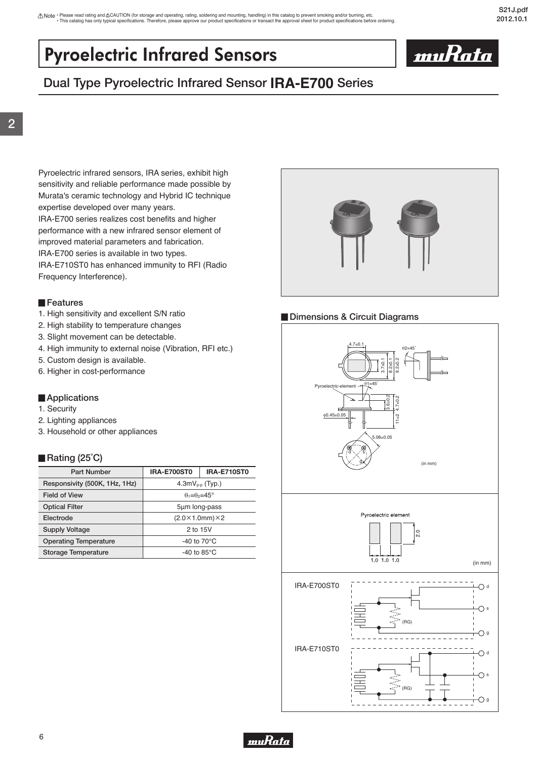⚠Note • Please read rating and ⚠CAUTION (for storage and operating, rating, soldering and mounting, handling) in this catalog to prevent smoking and/or burning, etc.
• This catalog has only typical specifications. Therefore, please approve our product specifications or transact the approval sheet for product specifications before ordering.

# Pyroelectric Infrared Sensors

## Dual Type Pyroelectric Infrared Sensor IRA-E700 Series

Pyroelectric infrared sensors, IRA series, exhibit high sensitivity and reliable performance made possible by Murata's ceramic technology and Hybrid IC technique expertise developed over many years.
IRA-E700 series realizes cost benefits and higher performance with a new infrared sensor element of improved material parameters and fabrication.
IRA-E700 series is available in two types.
IRA-E710ST0 has enhanced immunity to RFI (Radio Frequency Interference).

### Features

1. High sensitivity and excellent S/N ratio
2. High stability to temperature changes
3. Slight movement can be detectable.
4. High immunity to external noise (Vibration, RFI etc.)
5. Custom design is available.
6. Higher in cost-performance

### Applications

1. Security
2. Lighting appliances
3. Household or other appliances

### Rating (25°C)

| Part Number | IRA-E700ST0 | IRA-E710ST0 |
|---|---|---|
| Responsivity (500K, 1Hz, 1Hz) | $4.3mV_{P-P}$ (Typ.) | |
| Field of View | $\theta_1=\theta_2=45°$ | |
| Optical Filter | 5μm long-pass | |
| Electrode | (2.0×1.0mm)×2 | |
| Supply Voltage | 2 to 15V | |
| Operating Temperature | -40 to 70°C | |
| Storage Temperature | -40 to 85°C | |

### Dimensions & Circuit Diagrams

4.7±0.1, 3.7±0.1, 8.2±0.1, 9.2±0.2, θ2=45°, θ1=45°, Pyroelectric-element, 3.6±0.2, 4.7±0.2, 11±2, φ0.45±0.05, 5.08±0.05, d, s, g (in mm)

Pyroelectric element: 2.0, 1.0 1.0 1.0 (in mm)

IRA-E700ST0: d, s, g, (RG)

IRA-E710ST0: d, s, g, (RG)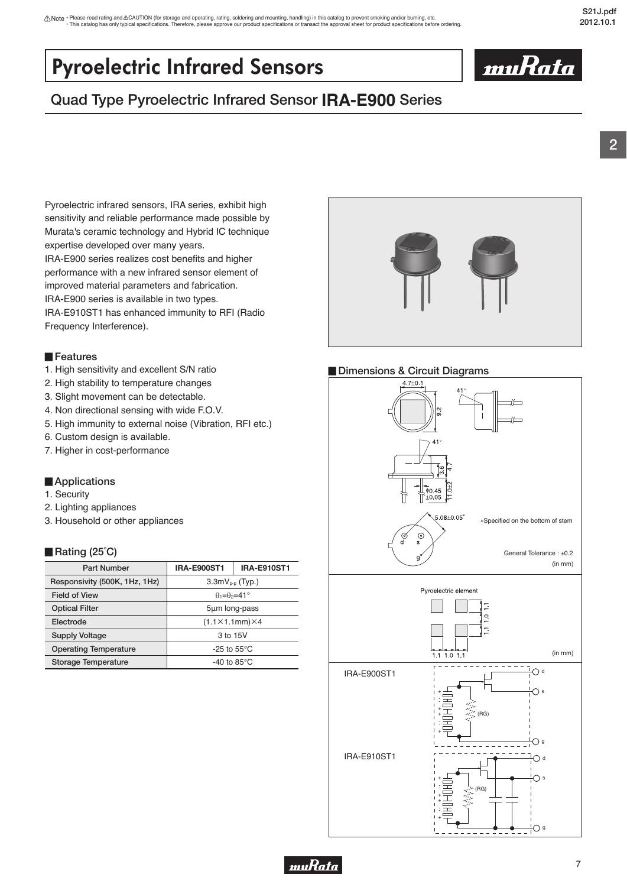⚠Note • Please read rating and ⚠CAUTION (for storage and operating, rating, soldering and mounting, handling) in this catalog to prevent smoking and/or burning, etc.
• This catalog has only typical specifications. Therefore, please approve our product specifications or transact the approval sheet for product specifications before ordering.

# Pyroelectric Infrared Sensors

## Quad Type Pyroelectric Infrared Sensor **IRA-E900** Series

Pyroelectric infrared sensors, IRA series, exhibit high sensitivity and reliable performance made possible by Murata's ceramic technology and Hybrid IC technique expertise developed over many years.
IRA-E900 series realizes cost benefits and higher performance with a new infrared sensor element of improved material parameters and fabrication.
IRA-E900 series is available in two types.
IRA-E910ST1 has enhanced immunity to RFI (Radio Frequency Interference).

### Features

1. High sensitivity and excellent S/N ratio
2. High stability to temperature changes
3. Slight movement can be detectable.
4. Non directional sensing with wide F.O.V.
5. High immunity to external noise (Vibration, RFI etc.)
6. Custom design is available.
7. Higher in cost-performance

### Applications

1. Security
2. Lighting appliances
3. Household or other appliances

### Rating (25°C)

| Part Number | IRA-E900ST1 | IRA-E910ST1 |
|---|---|---|
| Responsivity (500K, 1Hz, 1Hz) | $3.3mV_{P-P}$ (Typ.) | |
| Field of View | $\theta_1=\theta_2=41°$ | |
| Optical Filter | 5μm long-pass | |
| Electrode | (1.1×1.1mm)×4 | |
| Supply Voltage | 3 to 15V | |
| Operating Temperature | -25 to 55°C | |
| Storage Temperature | -40 to 85°C | |

### Dimensions & Circuit Diagrams

4.7±0.1, 9.2, 41°, 3.6, 4.7, 11.0±2, Φ0.45 ±0.05, 5.08±0.05*

d s g

*Specified on the bottom of stem

General Tolerance : ±0.2
(in mm)

Pyroelectric element

1.1 1.0 1.1
(in mm)

IRA-E900ST1

IRA-E910ST1

(RG)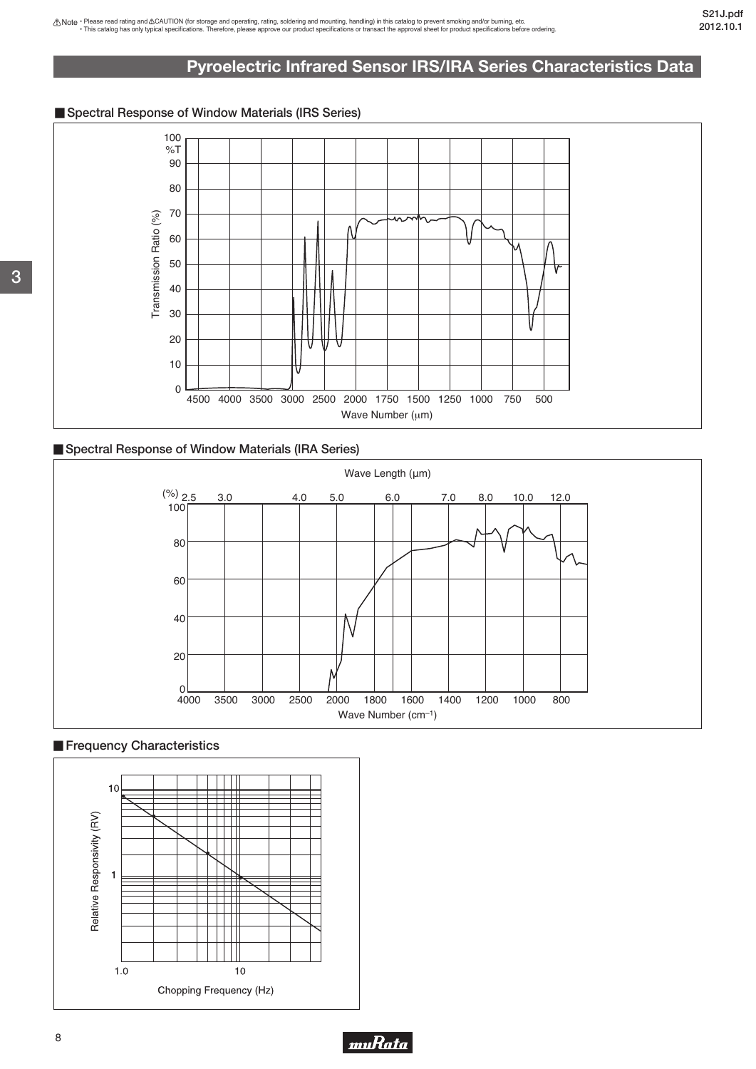## Pyroelectric Infrared Sensor IRS/IRA Series Characteristics Data

■ Spectral Response of Window Materials (IRS Series)

100 %T
90
80
70
60
50
40
30
20
10
0

Transmission Ratio (%)

4500 4000 3500 3000 2500 2000 1750 1500 1250 1000 750 500

Wave Number (μm)

■ Spectral Response of Window Materials (IRA Series)

Wave Length (μm)

(%) 2.5 3.0 4.0 5.0 6.0 7.0 8.0 10.0 12.0

100
80
60
40
20
0

4000 3500 3000 2500 2000 1800 1600 1400 1200 1000 800

Wave Number ($cm^{-1}$)

■ Frequency Characteristics

10
1

Relative Responsivity (RV)

1.0 10

Chopping Frequency (Hz)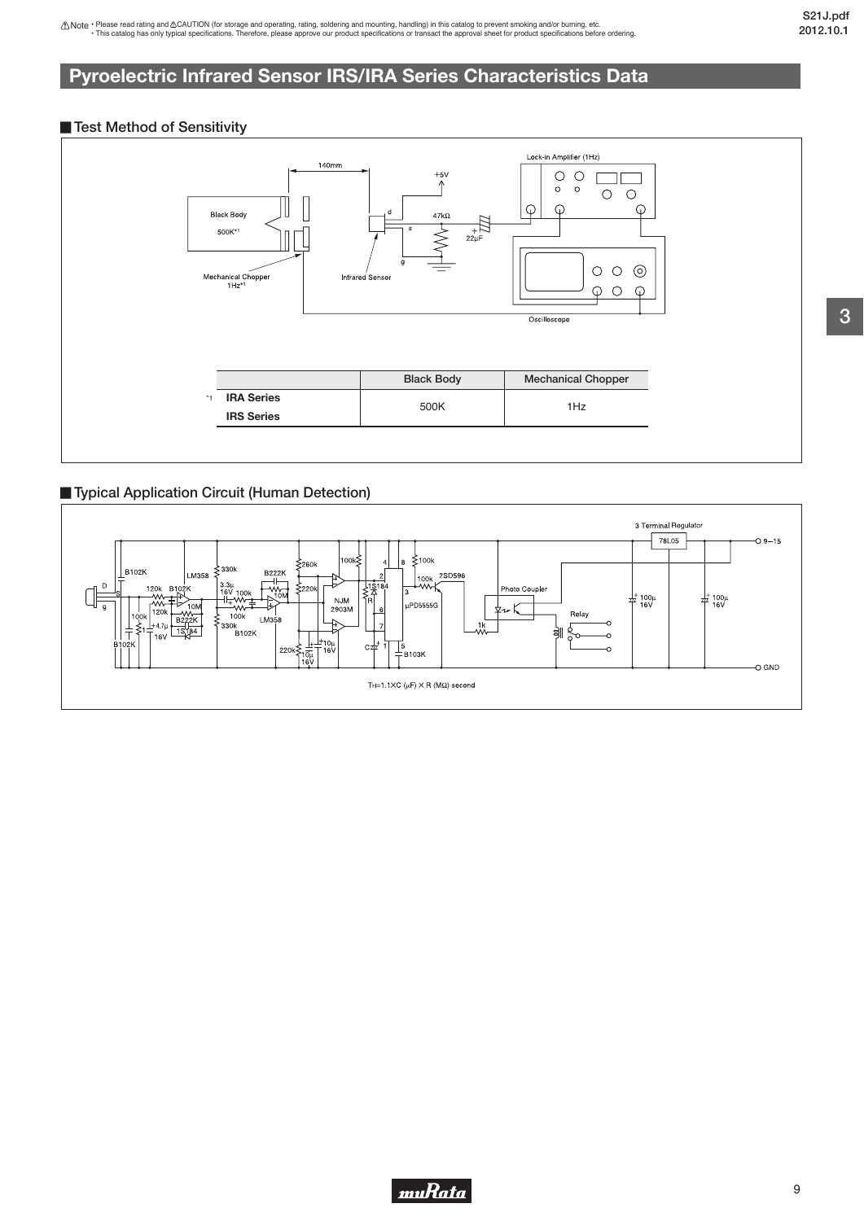# Pyroelectric Infrared Sensor IRS/IRA Series Characteristics Data

## Test Method of Sensitivity

| | Black Body | Mechanical Chopper |
|---|---|---|
| *1 **IRA Series** **IRS Series** | 500K | 1Hz |

## Typical Application Circuit (Human Detection)

TH=1.1×C (μF) × R (MΩ) second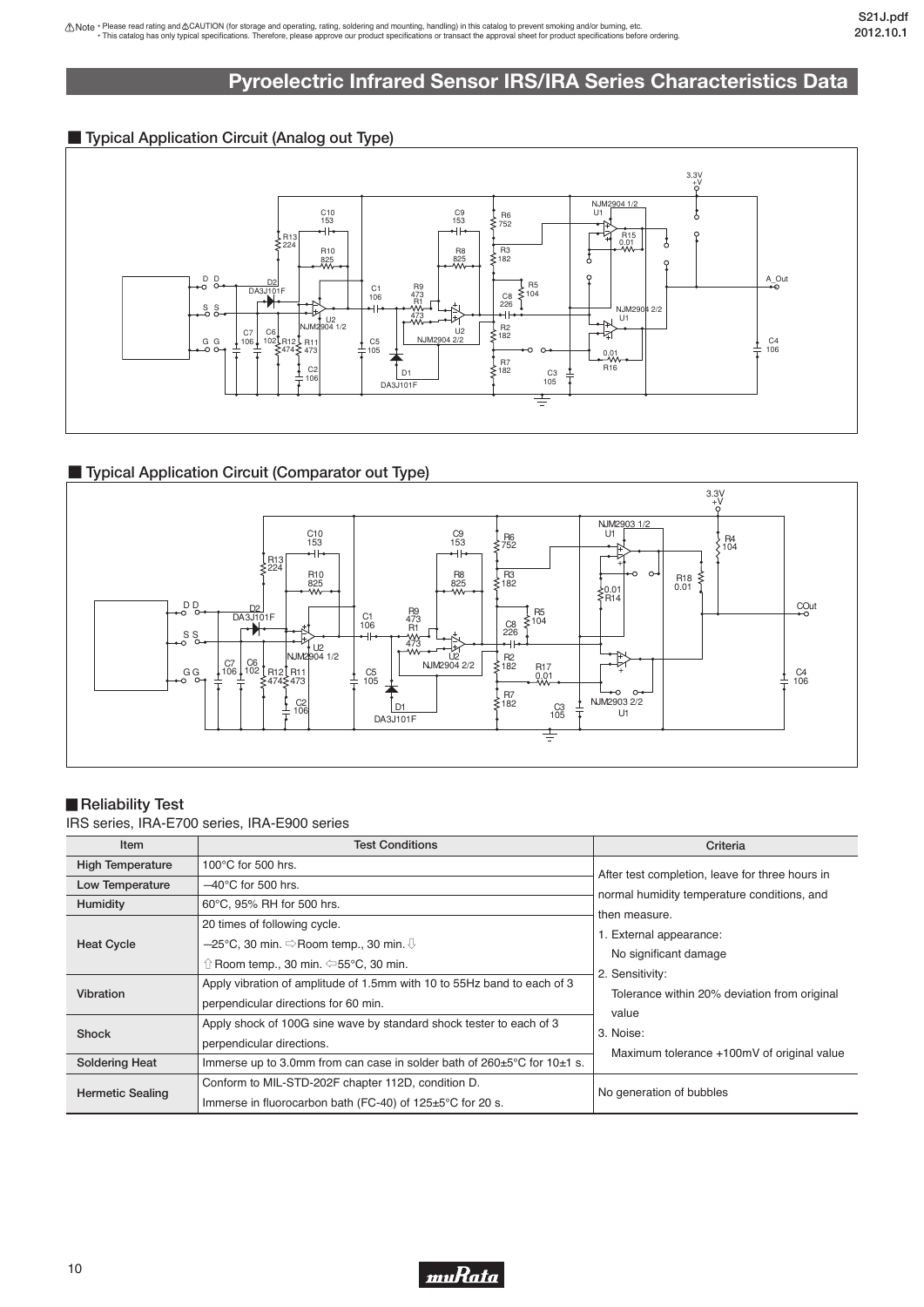## Pyroelectric Infrared Sensor IRS/IRA Series Characteristics Data

### ■ Typical Application Circuit (Analog out Type)

### ■ Typical Application Circuit (Comparator out Type)

### ■ Reliability Test

IRS series, IRA-E700 series, IRA-E900 series

| Item | Test Conditions | Criteria |
|---|---|---|
| High Temperature | 100°C for 500 hrs. | After test completion, leave for three hours in normal humidity temperature conditions, and then measure.<br>1. External appearance:<br>No significant damage<br>2. Sensitivity:<br>Tolerance within 20% deviation from original value<br>3. Noise:<br>Maximum tolerance +100mV of original value |
| Low Temperature | −40°C for 500 hrs. | |
| Humidity | 60°C, 95% RH for 500 hrs. | |
| Heat Cycle | 20 times of following cycle.<br>−25°C, 30 min. ⇨Room temp., 30 min.⇩<br>⇧Room temp., 30 min. ⇦55°C, 30 min. | |
| Vibration | Apply vibration of amplitude of 1.5mm with 10 to 55Hz band to each of 3 perpendicular directions for 60 min. | |
| Shock | Apply shock of 100G sine wave by standard shock tester to each of 3 perpendicular directions. | |
| Soldering Heat | Immerse up to 3.0mm from can case in solder bath of 260±5°C for 10±1 s. | |
| Hermetic Sealing | Conform to MIL-STD-202F chapter 112D, condition D.<br>Immerse in fluorocarbon bath (FC-40) of 125±5°C for 20 s. | No generation of bubbles |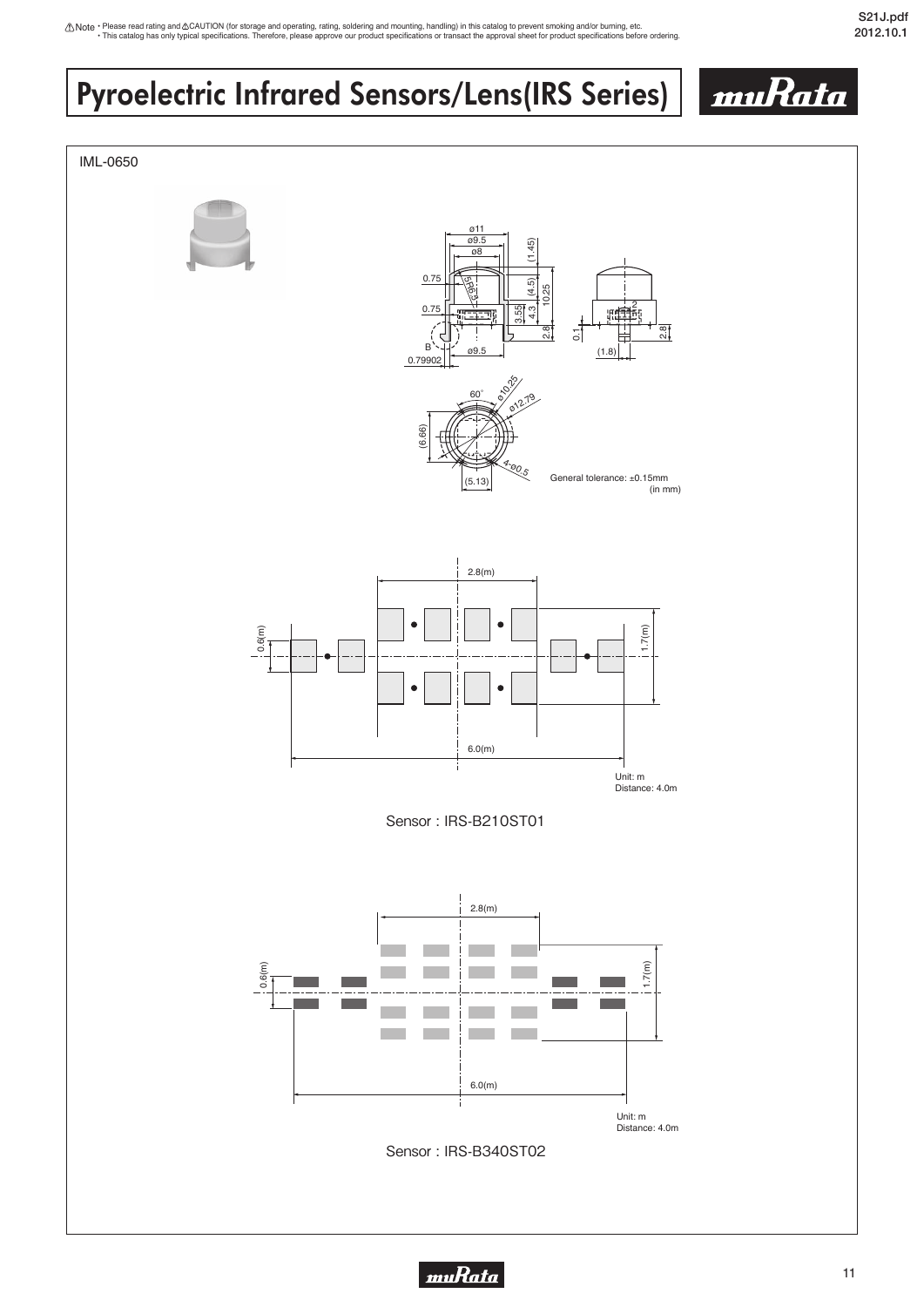# Pyroelectric Infrared Sensors/Lens(IRS Series)

## IML-0650

General tolerance: ±0.15mm
(in mm)

Unit: m
Distance: 4.0m

Sensor : IRS-B210ST01

Unit: m
Distance: 4.0m

Sensor : IRS-B340ST02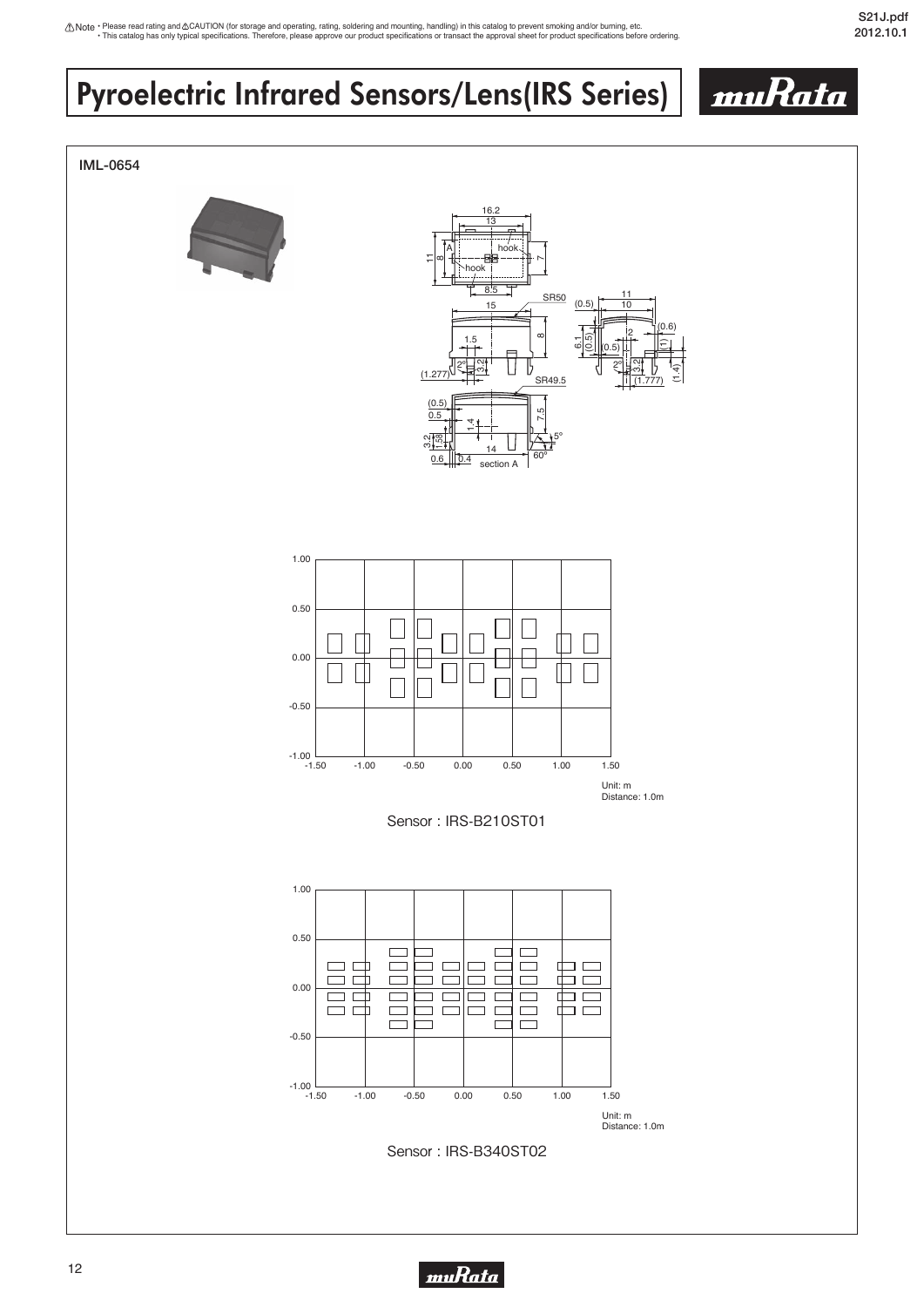⚠Note • Please read rating and ⚠CAUTION (for storage and operating, rating, soldering and mounting, handling) in this catalog to prevent smoking and/or burning, etc.
• This catalog has only typical specifications. Therefore, please approve our product specifications or transact the approval sheet for product specifications before ordering.

# Pyroelectric Infrared Sensors/Lens(IRS Series)

## IML-0654

Unit: m
Distance: 1.0m

Sensor : IRS-B210ST01

Unit: m
Distance: 1.0m

Sensor : IRS-B340ST02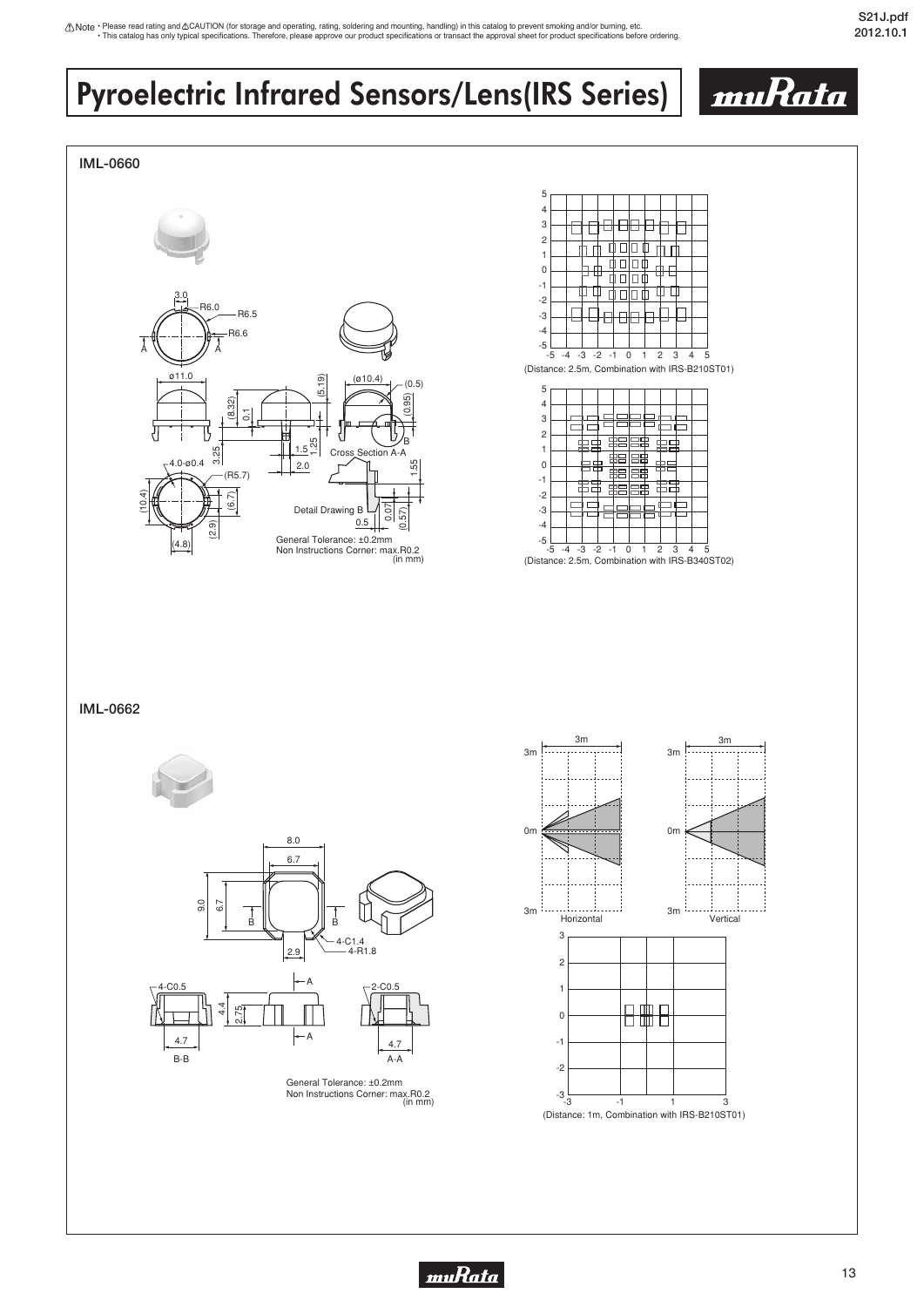⚠Note • Please read rating and ⚠CAUTION (for storage and operating, rating, soldering and mounting, handling) in this catalog to prevent smoking and/or burning, etc.
• This catalog has only typical specifications. Therefore, please approve our product specifications or transact the approval sheet for product specifications before ordering.

# Pyroelectric Infrared Sensors/Lens(IRS Series)

## IML-0660

General Tolerance: ±0.2mm
Non Instructions Corner: max.R0.2
(in mm)

(Distance: 2.5m, Combination with IRS-B210ST01)

(Distance: 2.5m, Combination with IRS-B340ST02)

## IML-0662

General Tolerance: ±0.2mm
Non Instructions Corner: max.R0.2
(in mm)

(Distance: 1m, Combination with IRS-B210ST01)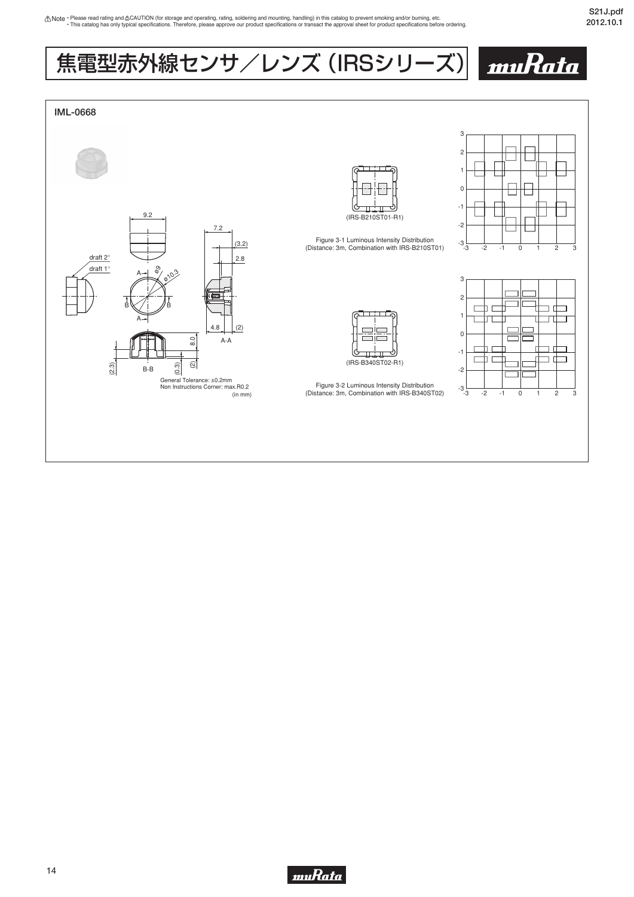# 焦電型赤外線センサ／レンズ（IRSシリーズ）

## IML-0668

9.2

7.2

(3.2)

2.8

draft 2°

draft 1°

ø9

ø10.3

A

B B

A

4.8 (2)

A-A

8.0

(2.3) B-B (0.3) (2)

General Tolerance: ±0.2mm
Non Instructions Corner: max.R0.2
(in mm)

(IRS-B210ST01-R1)

Figure 3-1 Luminous Intensity Distribution
(Distance: 3m, Combination with IRS-B210ST01)

(IRS-B340ST02-R1)

Figure 3-2 Luminous Intensity Distribution
(Distance: 3m, Combination with IRS-B340ST02)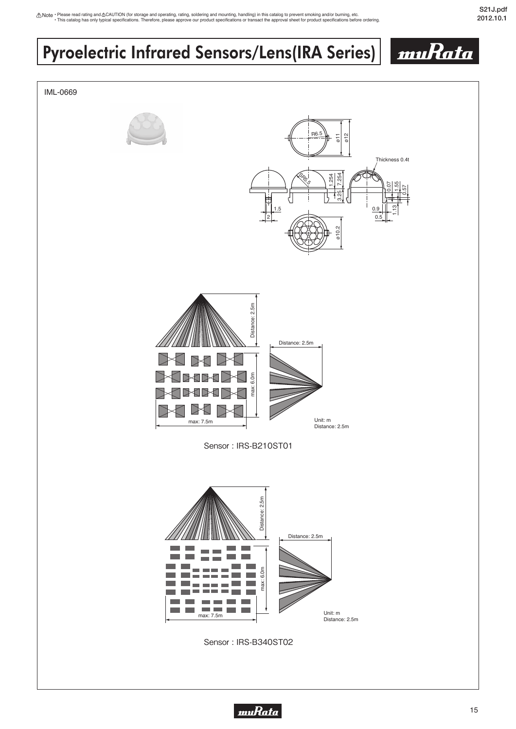# Pyroelectric Infrared Sensors/Lens(IRA Series)

IML-0669

R6.5 ø11 ø12

Thickness 0.4t

SR5.5 1.254 7.254 3.25 0.07 1.55 0.57 1.13 0.9 0.5 1.5 2

ø10.2

Distance: 2.5m

Distance: 2.5m

max: 6.0m

max: 7.5m

Unit: m
Distance: 2.5m

Sensor : IRS-B210ST01

Distance: 2.5m

Distance: 2.5m

max: 6.0m

max: 7.5m

Unit: m
Distance: 2.5m

Sensor : IRS-B340ST02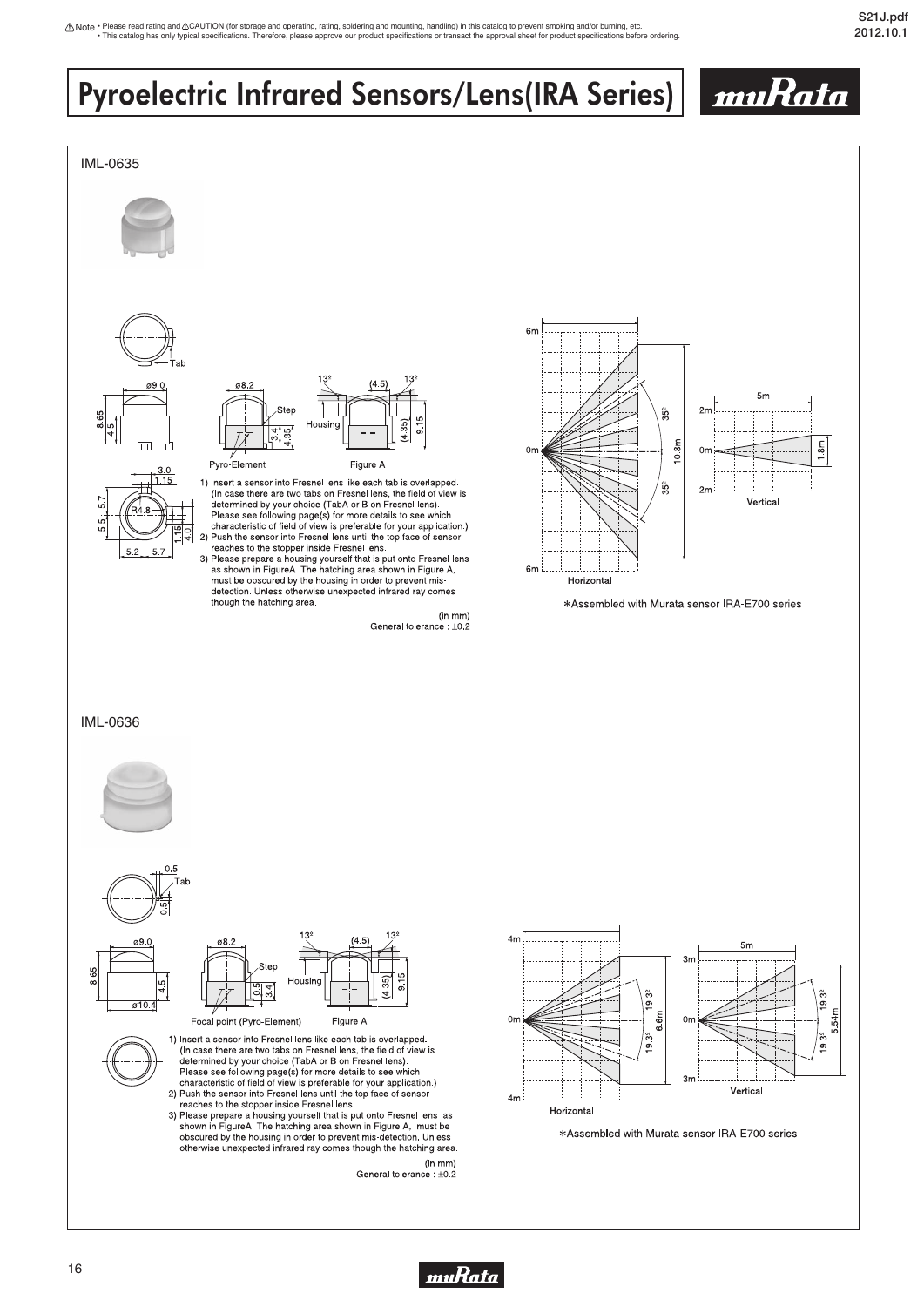# Pyroelectric Infrared Sensors/Lens(IRA Series)

## IML-0635

1) Insert a sensor into Fresnel lens like each tab is overlapped. (In case there are two tabs on Fresnel lens, the field of view is determined by your choice (TabA or B on Fresnel lens). Please see following page(s) for more details to see which characteristic of field of view is preferable for your application.)
2) Push the sensor into Fresnel lens until the top face of sensor reaches to the stopper inside Fresnel lens.
3) Please prepare a housing yourself that is put onto Fresnel lens as shown in FigureA. The hatching area shown in Figure A, must be obscured by the housing in order to prevent mis-detection. Unless otherwise unexpected infrared ray comes though the hatching area.

(in mm)
General tolerance : ±0.2

*Assembled with Murata sensor IRA-E700 series

## IML-0636

1) Insert a sensor into Fresnel lens like each tab is overlapped. (In case there are two tabs on Fresnel lens, the field of view is determined by your choice (TabA or B on Fresnel lens). Please see following page(s) for more details to see which characteristic of field of view is preferable for your application.)
2) Push the sensor into Fresnel lens until the top face of sensor reaches to the stopper inside Fresnel lens.
3) Please prepare a housing yourself that is put onto Fresnel lens as shown in FigureA. The hatching area shown in Figure A, must be obscured by the housing in order to prevent mis-detection. Unless otherwise unexpected infrared ray comes though the hatching area.

(in mm)
General tolerance : ±0.2

*Assembled with Murata sensor IRA-E700 series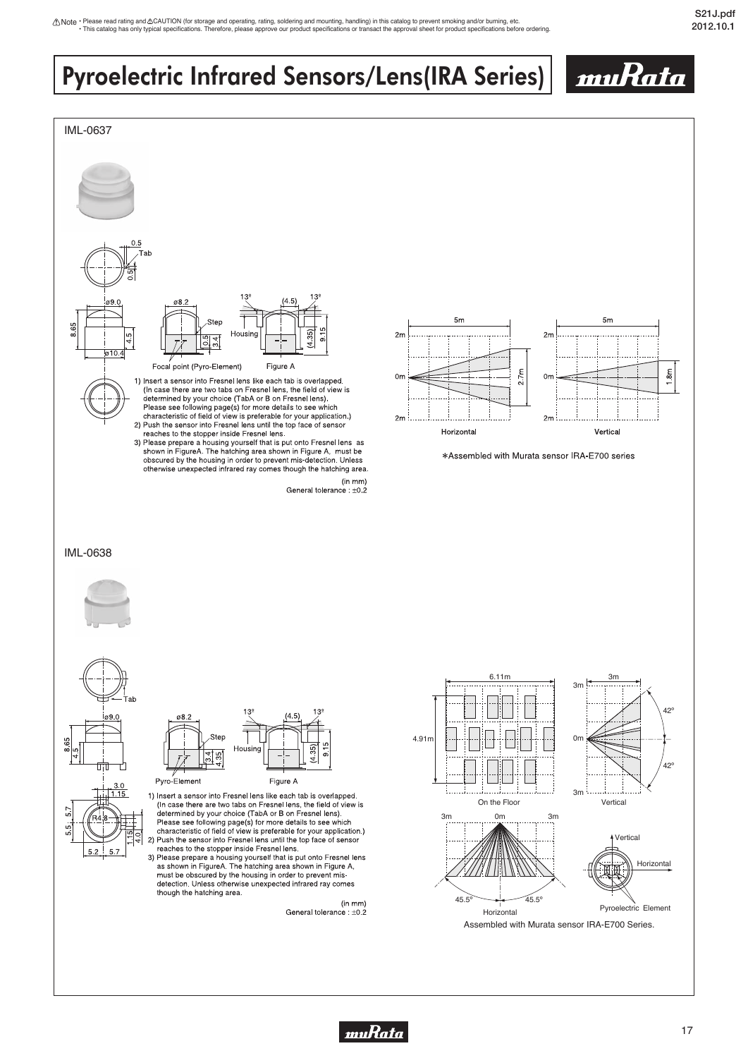# Pyroelectric Infrared Sensors/Lens(IRA Series)

## IML-0637

Focal point (Pyro-Element)

Figure A

1) Insert a sensor into Fresnel lens like each tab is overlapped.
   (In case there are two tabs on Fresnel lens, the field of view is determined by your choice (TabA or B on Fresnel lens).
   Please see following page(s) for more details to see which characteristic of field of view is preferable for your application.)
2) Push the sensor into Fresnel lens until the top face of sensor reaches to the stopper inside Fresnel lens.
3) Please prepare a housing yourself that is put onto Fresnel lens as shown in FigureA. The hatching area shown in Figure A, must be obscured by the housing in order to prevent mis-detection. Unless otherwise unexpected infrared ray comes though the hatching area.

(in mm)
General tolerance : ±0.2

Horizontal

Vertical

*Assembled with Murata sensor IRA-E700 series

## IML-0638

Pyro-Element

Figure A

1) Insert a sensor into Fresnel lens like each tab is overlapped.
   (In case there are two tabs on Fresnel lens, the field of view is determined by your choice (TabA or B on Fresnel lens).
   Please see following page(s) for more details to see which characteristic of field of view is preferable for your application.)
2) Push the sensor into Fresnel lens until the top face of sensor reaches to the stopper inside Fresnel lens.
3) Please prepare a housing yourself that is put onto Fresnel lens as shown in FigureA. The hatching area shown in Figure A, must be obscured by the housing in order to prevent mis-detection. Unless otherwise unexpected infrared ray comes though the hatching area.

(in mm)
General tolerance : ±0.2

On the Floor

Vertical

Horizontal

Pyroelectric Element

Assembled with Murata sensor IRA-E700 Series.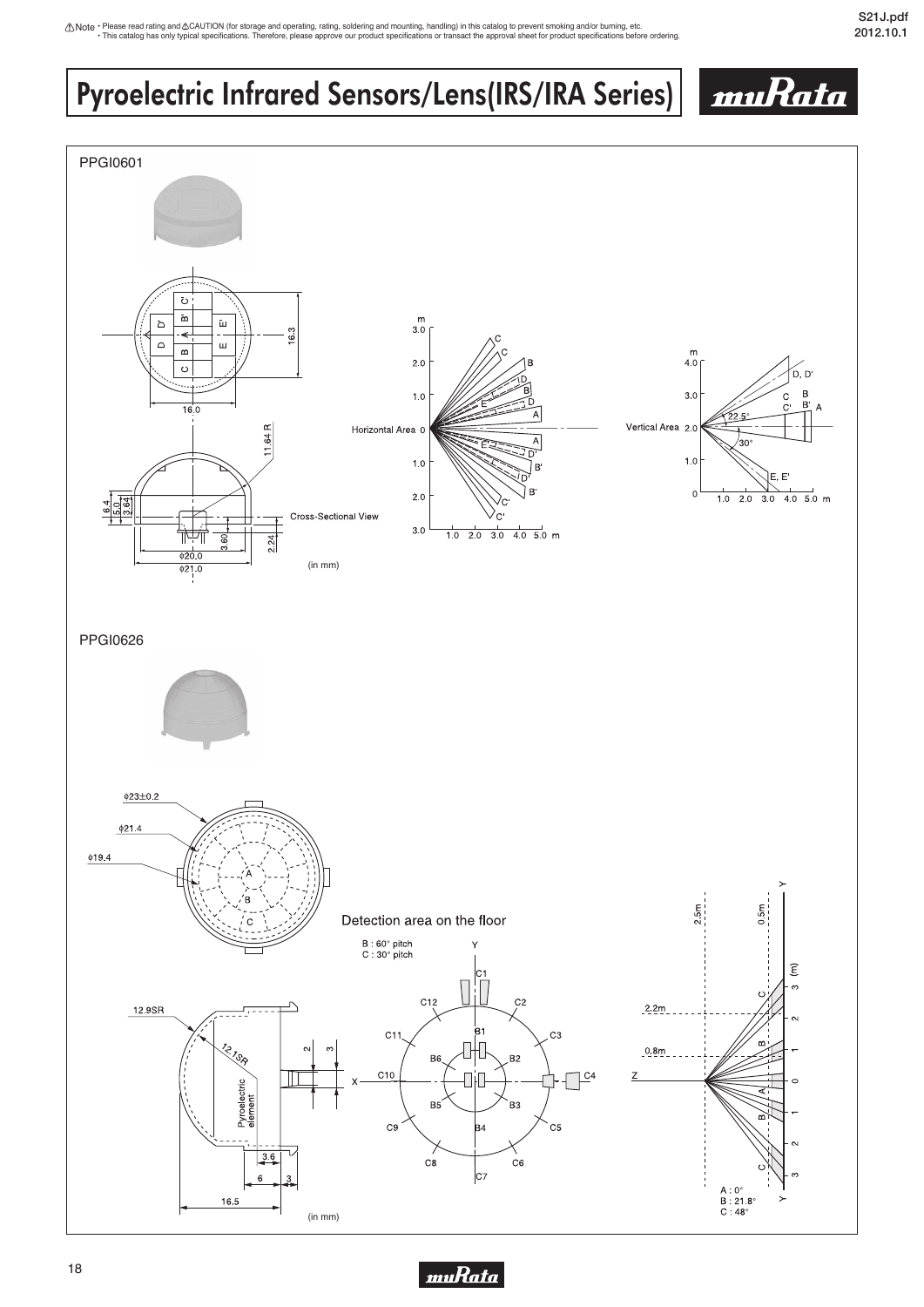# Pyroelectric Infrared Sensors/Lens(IRS/IRA Series)

## PPGI0601

16.3

16.0

11.64 R

6.4
5.0
3.64

3.60

2.24

ϕ20.0

ϕ21.0

Cross-Sectional View

(in mm)

Horizontal Area

Vertical Area

## PPGI0626

ϕ23±0.2

ϕ21.4

ϕ19.4

Detection area on the floor

B : 60° pitch
C : 30° pitch

12.9SR

12.1SR

Pyroelectric element

3.6

6

3

16.5

(in mm)

A : 0°
B : 21.8°
C : 48°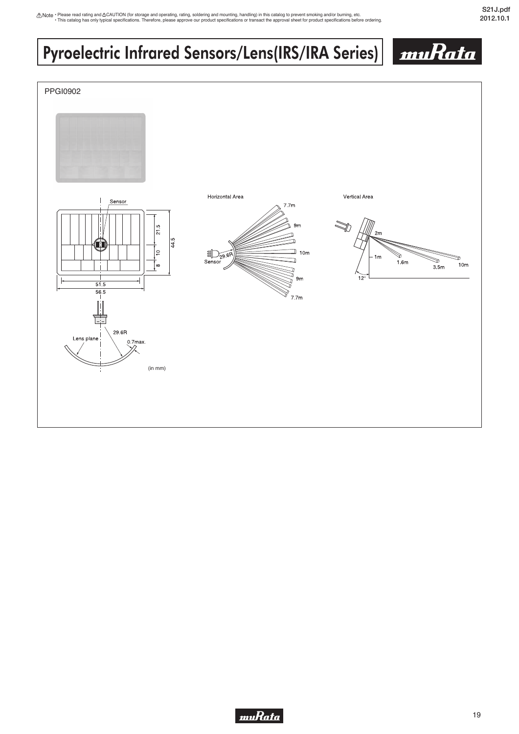# Pyroelectric Infrared Sensors/Lens(IRS/IRA Series)

PPGI0902

Sensor

21.5

10

8

44.5

51.5

56.5

29.6R

Lens plane

0.7max.

(in mm)

Horizontal Area

7.7m

9m

10m

9m

7.7m

29.6R

Sensor

Vertical Area

2m

1m

1.6m

3.5m

10m

12°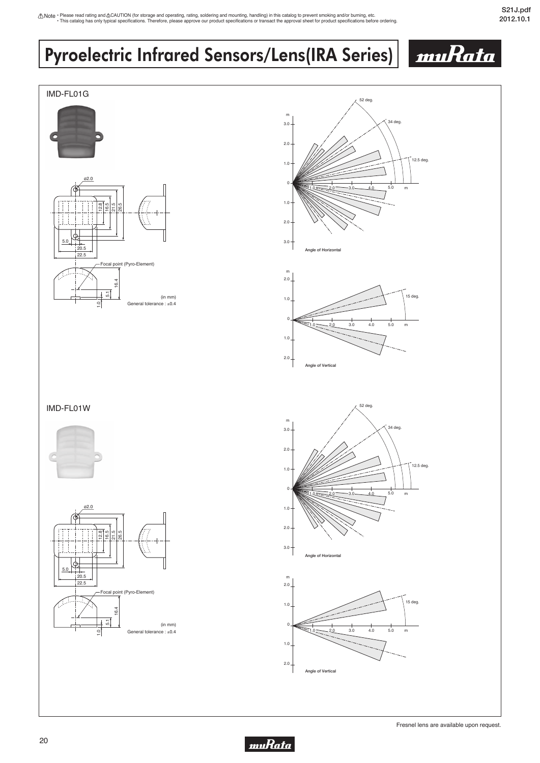# Pyroelectric Infrared Sensors/Lens(IRA Series)

## IMD-FL01G

ø2.0

12.8
16.5
21.5
26.5

5.0
20.5
22.5

Focal point (Pyro-Element)

16.4
5.1
1.0

(in mm)
General tolerance : ±0.4

52 deg.
34 deg.
12.5 deg.

Angle of Horizontal

15 deg.

Angle of Vertical

## IMD-FL01W

ø2.0

12.8
16.5
21.5
26.5

5.0
20.5
22.5

Focal point (Pyro-Element)

16.4
5.1
1.0

(in mm)
General tolerance : ±0.4

52 deg.
34 deg.
12.5 deg.

Angle of Horizontal

15 deg.

Angle of Vertical

Fresnel lens are available upon request.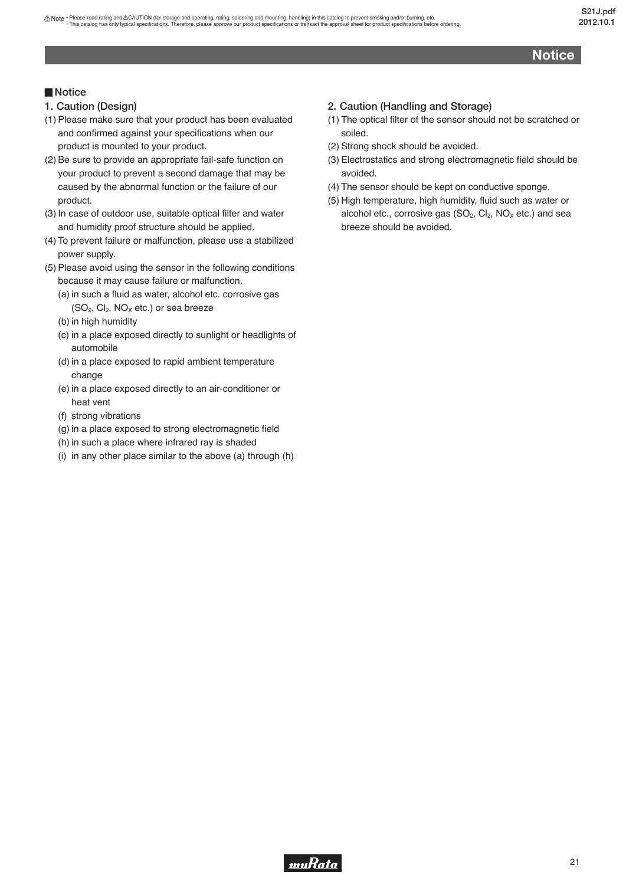## Notice

### ■ Notice

#### 1. Caution (Design)

(1) Please make sure that your product has been evaluated and confirmed against your specifications when our product is mounted to your product.

(2) Be sure to provide an appropriate fail-safe function on your product to prevent a second damage that may be caused by the abnormal function or the failure of our product.

(3) In case of outdoor use, suitable optical filter and water and humidity proof structure should be applied.

(4) To prevent failure or malfunction, please use a stabilized power supply.

(5) Please avoid using the sensor in the following conditions because it may cause failure or malfunction.

  (a) in such a fluid as water, alcohol etc. corrosive gas ($SO_2$, $Cl_2$, $NO_X$ etc.) or sea breeze

  (b) in high humidity

  (c) in a place exposed directly to sunlight or headlights of automobile

  (d) in a place exposed to rapid ambient temperature change

  (e) in a place exposed directly to an air-conditioner or heat vent

  (f) strong vibrations

  (g) in a place exposed to strong electromagnetic field

  (h) in such a place where infrared ray is shaded

  (i) in any other place similar to the above (a) through (h)

#### 2. Caution (Handling and Storage)

(1) The optical filter of the sensor should not be scratched or soiled.

(2) Strong shock should be avoided.

(3) Electrostatics and strong electromagnetic field should be avoided.

(4) The sensor should be kept on conductive sponge.

(5) High temperature, high humidity, fluid such as water or alcohol etc., corrosive gas ($SO_2$, $Cl_2$, $NO_X$ etc.) and sea breeze should be avoided.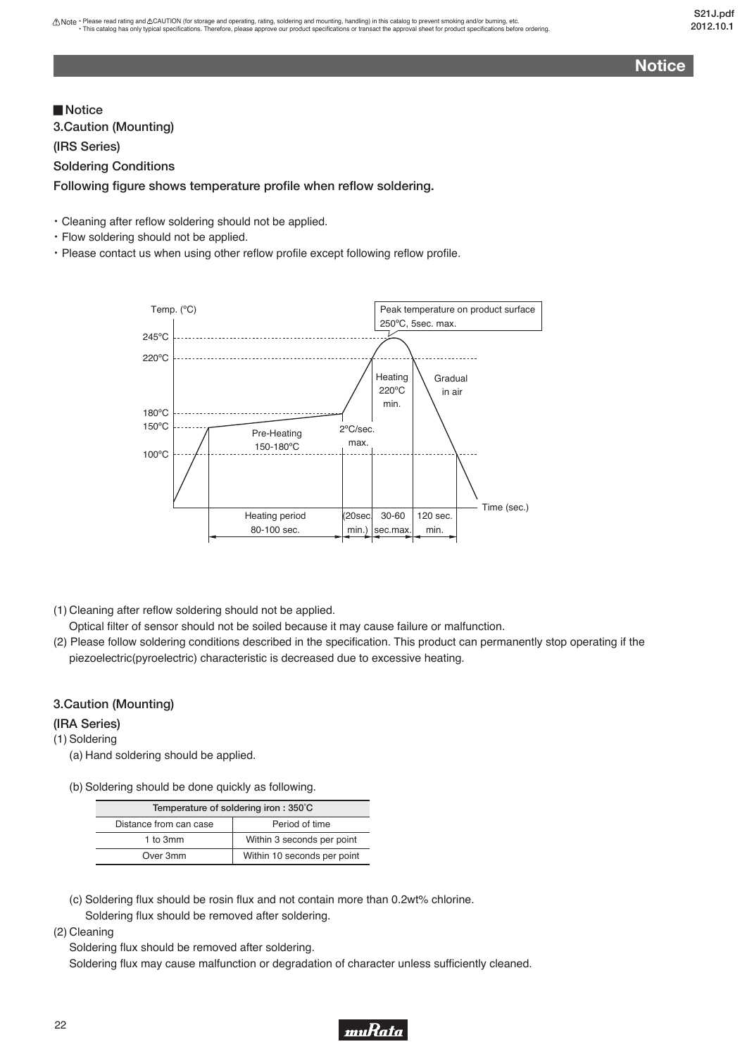## Notice

### ■ Notice

**3.Caution (Mounting)**

**(IRS Series)**

**Soldering Conditions**

**Following figure shows temperature profile when reflow soldering.**

- Cleaning after reflow soldering should not be applied.
- Flow soldering should not be applied.
- Please contact us when using other reflow profile except following reflow profile.

Temp. (°C)

Peak temperature on product surface 250°C, 5sec. max.

245°C
220°C
180°C
150°C
100°C

Pre-Heating 150-180°C

2°C/sec. max.

Heating 220°C min.

Gradual in air

Heating period 80-100 sec. | (20sec min.) | 30-60 sec.max. | 120 sec. min.

Time (sec.)

(1) Cleaning after reflow soldering should not be applied.
    Optical filter of sensor should not be soiled because it may cause failure or malfunction.

(2) Please follow soldering conditions described in the specification. This product can permanently stop operating if the piezoelectric(pyroelectric) characteristic is decreased due to excessive heating.

**3.Caution (Mounting)**

**(IRA Series)**

(1) Soldering

(a) Hand soldering should be applied.

(b) Soldering should be done quickly as following.

| Temperature of soldering iron : 350˚C | |
|---|---|
| Distance from can case | Period of time |
| 1 to 3mm | Within 3 seconds per point |
| Over 3mm | Within 10 seconds per point |

(c) Soldering flux should be rosin flux and not contain more than 0.2wt% chlorine.
    Soldering flux should be removed after soldering.

(2) Cleaning

Soldering flux should be removed after soldering.
Soldering flux may cause malfunction or degradation of character unless sufficiently cleaned.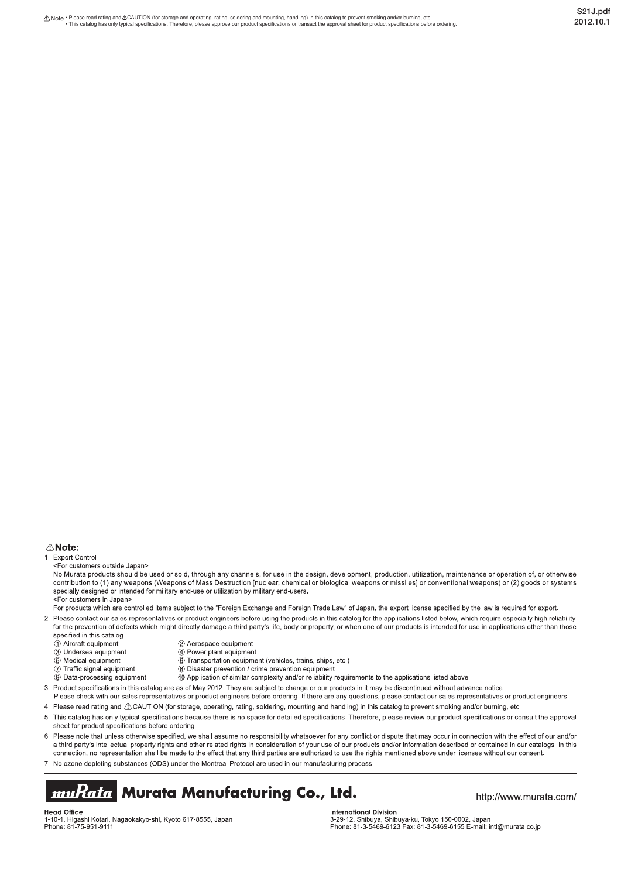## ⚠Note:

1. Export Control
   <For customers outside Japan>
   No Murata products should be used or sold, through any channels, for use in the design, development, production, utilization, maintenance or operation of, or otherwise contribution to (1) any weapons (Weapons of Mass Destruction [nuclear, chemical or biological weapons or missiles] or conventional weapons) or (2) goods or systems specially designed or intended for military end-use or utilization by military end-users.
   <For customers in Japan>
   For products which are controlled items subject to the "Foreign Exchange and Foreign Trade Law" of Japan, the export license specified by the law is required for export.
2. Please contact our sales representatives or product engineers before using the products in this catalog for the applications listed below, which require especially high reliability for the prevention of defects which might directly damage a third party's life, body or property, or when one of our products is intended for use in applications other than those specified in this catalog.
   ① Aircraft equipment
   ② Aerospace equipment
   ③ Undersea equipment
   ④ Power plant equipment
   ⑤ Medical equipment
   ⑥ Transportation equipment (vehicles, trains, ships, etc.)
   ⑦ Traffic signal equipment
   ⑧ Disaster prevention / crime prevention equipment
   ⑨ Data-processing equipment
   ⑩ Application of similar complexity and/or reliability requirements to the applications listed above
3. Product specifications in this catalog are as of May 2012. They are subject to change or our products in it may be discontinued without advance notice.
   Please check with our sales representatives or product engineers before ordering. If there are any questions, please contact our sales representatives or product engineers.
4. Please read rating and ⚠CAUTION (for storage, operating, rating, soldering, mounting and handling) in this catalog to prevent smoking and/or burning, etc.
5. This catalog has only typical specifications because there is no space for detailed specifications. Therefore, please review our product specifications or consult the approval sheet for product specifications before ordering.
6. Please note that unless otherwise specified, we shall assume no responsibility whatsoever for any conflict or dispute that may occur in connection with the effect of our and/or a third party's intellectual property rights and other related rights in consideration of your use of our products and/or information described or contained in our catalogs. In this connection, no representation shall be made to the effect that any third parties are authorized to use the rights mentioned above under licenses without our consent.
7. No ozone depleting substances (ODS) under the Montreal Protocol are used in our manufacturing process.

**muRata Murata Manufacturing Co., Ltd.**

http://www.murata.com/

**Head Office**
1-10-1, Higashi Kotari, Nagaokakyo-shi, Kyoto 617-8555, Japan
Phone: 81-75-951-9111

**International Division**
3-29-12, Shibuya, Shibuya-ku, Tokyo 150-0002, Japan
Phone: 81-3-5469-6123 Fax: 81-3-5469-6155 E-mail: intl@murata.co.jp